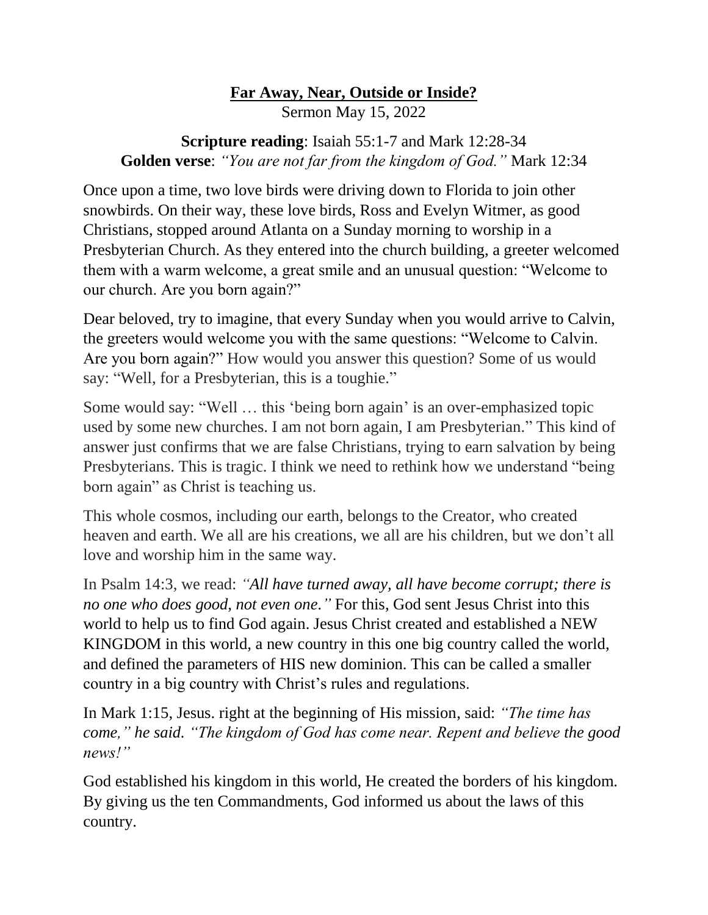# **Far Away, Near, Outside or Inside?**

Sermon May 15, 2022

**Scripture reading**: Isaiah 55:1-7 and Mark 12:28-34
**Golden verse**: *"You are not far from the kingdom of God."* Mark 12:34

Once upon a time, two love birds were driving down to Florida to join other snowbirds. On their way, these love birds, Ross and Evelyn Witmer, as good Christians, stopped around Atlanta on a Sunday morning to worship in a Presbyterian Church. As they entered into the church building, a greeter welcomed them with a warm welcome, a great smile and an unusual question: "Welcome to our church. Are you born again?"

Dear beloved, try to imagine, that every Sunday when you would arrive to Calvin, the greeters would welcome you with the same questions: "Welcome to Calvin. Are you born again?" How would you answer this question? Some of us would say: "Well, for a Presbyterian, this is a toughie."

Some would say: "Well … this 'being born again' is an over-emphasized topic used by some new churches. I am not born again, I am Presbyterian." This kind of answer just confirms that we are false Christians, trying to earn salvation by being Presbyterians. This is tragic. I think we need to rethink how we understand "being born again" as Christ is teaching us.

This whole cosmos, including our earth, belongs to the Creator, who created heaven and earth. We all are his creations, we all are his children, but we don't all love and worship him in the same way.

In Psalm 14:3, we read: *"All have turned away, all have become corrupt; there is no one who does good, not even one."* For this, God sent Jesus Christ into this world to help us to find God again. Jesus Christ created and established a NEW KINGDOM in this world, a new country in this one big country called the world, and defined the parameters of HIS new dominion. This can be called a smaller country in a big country with Christ's rules and regulations.

In Mark 1:15, Jesus. right at the beginning of His mission, said: *"The time has come," he said. "The kingdom of God has come near. Repent and believe the good news!"*

God established his kingdom in this world, He created the borders of his kingdom. By giving us the ten Commandments, God informed us about the laws of this country.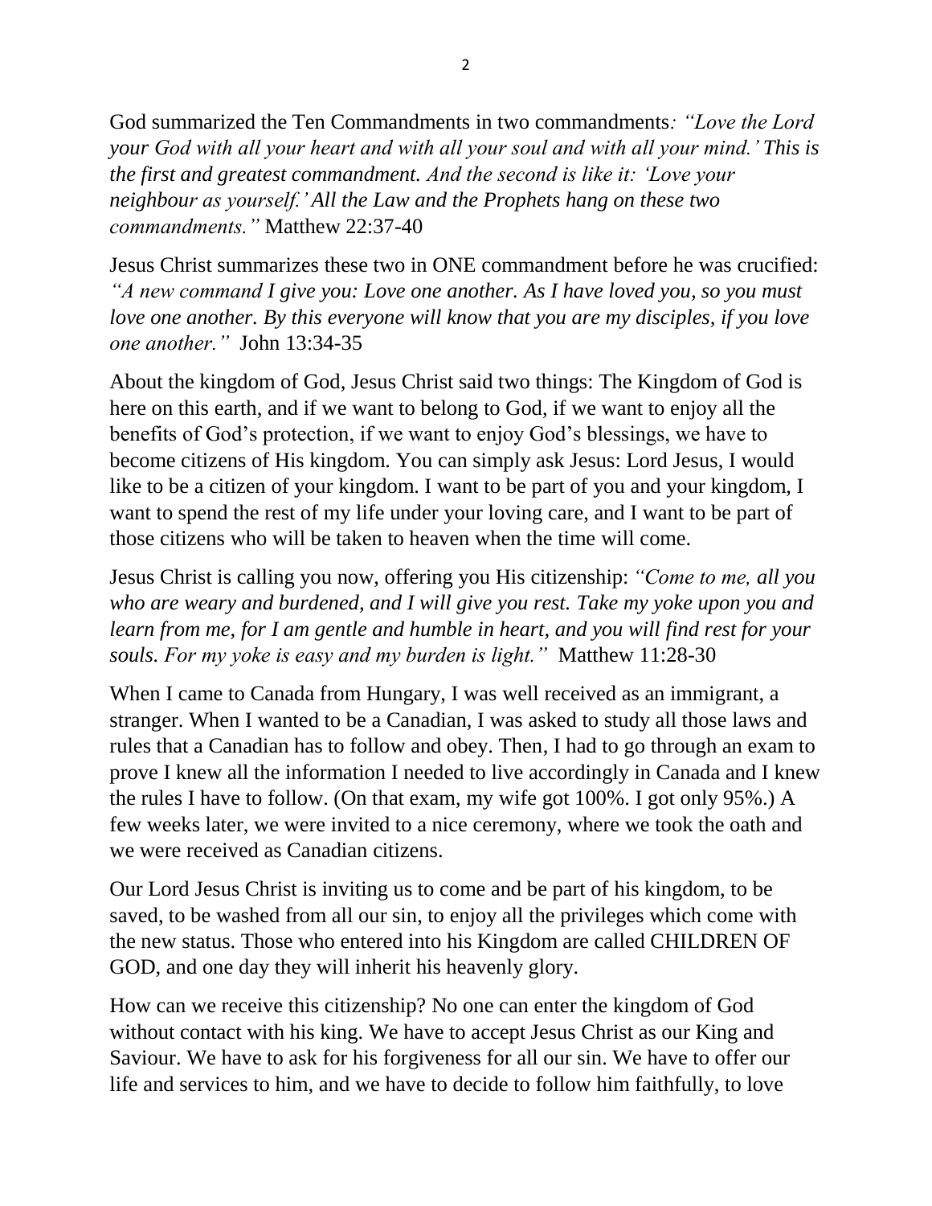God summarized the Ten Commandments in two commandments*: "Love the Lord your God with all your heart and with all your soul and with all your mind.' This is the first and greatest commandment. And the second is like it: 'Love your neighbour as yourself.' All the Law and the Prophets hang on these two commandments."* Matthew 22:37-40

Jesus Christ summarizes these two in ONE commandment before he was crucified: *"A new command I give you: Love one another. As I have loved you, so you must love one another. By this everyone will know that you are my disciples, if you love one another."* John 13:34-35

About the kingdom of God, Jesus Christ said two things: The Kingdom of God is here on this earth, and if we want to belong to God, if we want to enjoy all the benefits of God's protection, if we want to enjoy God's blessings, we have to become citizens of His kingdom. You can simply ask Jesus: Lord Jesus, I would like to be a citizen of your kingdom. I want to be part of you and your kingdom, I want to spend the rest of my life under your loving care, and I want to be part of those citizens who will be taken to heaven when the time will come.

Jesus Christ is calling you now, offering you His citizenship: *"Come to me, all you who are weary and burdened, and I will give you rest. Take my yoke upon you and learn from me, for I am gentle and humble in heart, and you will find rest for your souls. For my yoke is easy and my burden is light."* Matthew 11:28-30

When I came to Canada from Hungary, I was well received as an immigrant, a stranger. When I wanted to be a Canadian, I was asked to study all those laws and rules that a Canadian has to follow and obey. Then, I had to go through an exam to prove I knew all the information I needed to live accordingly in Canada and I knew the rules I have to follow. (On that exam, my wife got 100%. I got only 95%.) A few weeks later, we were invited to a nice ceremony, where we took the oath and we were received as Canadian citizens.

Our Lord Jesus Christ is inviting us to come and be part of his kingdom, to be saved, to be washed from all our sin, to enjoy all the privileges which come with the new status. Those who entered into his Kingdom are called CHILDREN OF GOD, and one day they will inherit his heavenly glory.

How can we receive this citizenship? No one can enter the kingdom of God without contact with his king. We have to accept Jesus Christ as our King and Saviour. We have to ask for his forgiveness for all our sin. We have to offer our life and services to him, and we have to decide to follow him faithfully, to love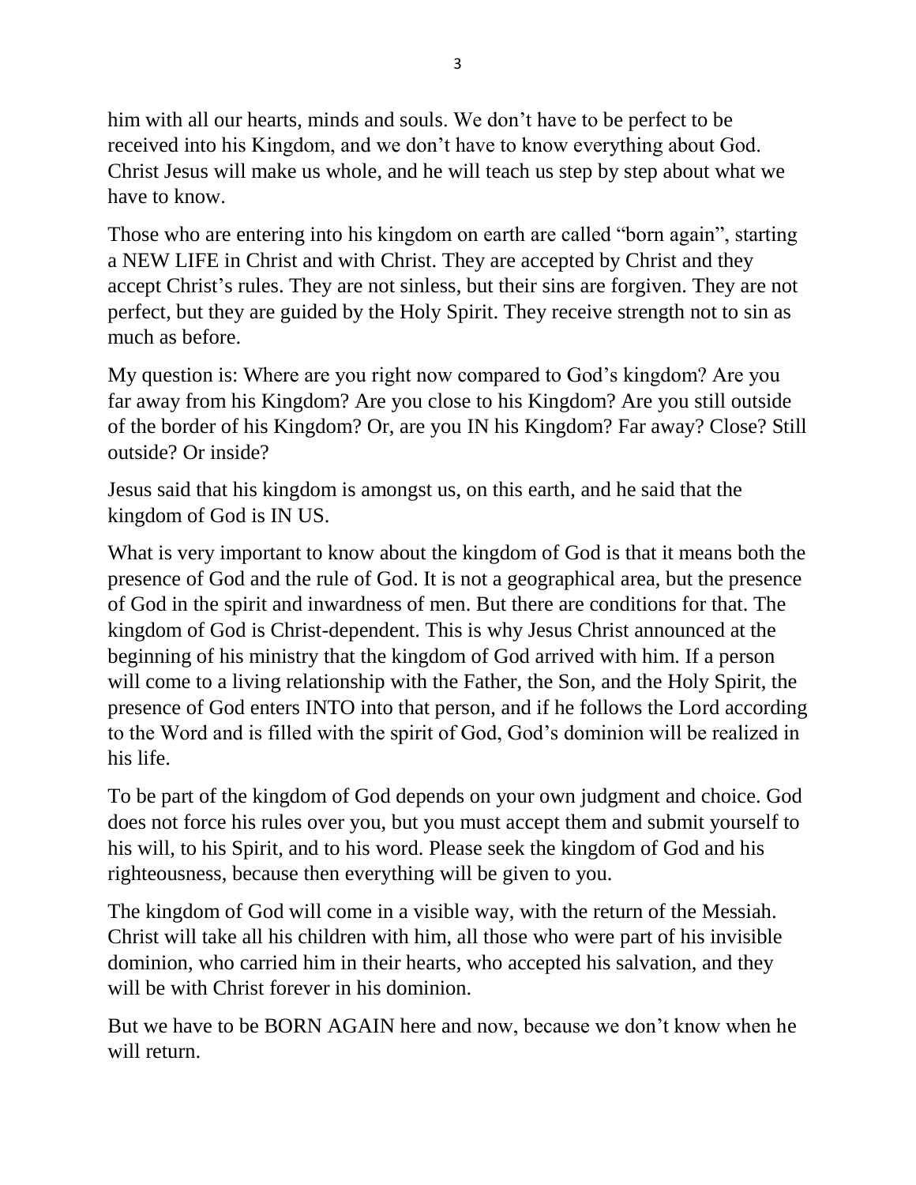him with all our hearts, minds and souls. We don't have to be perfect to be received into his Kingdom, and we don't have to know everything about God. Christ Jesus will make us whole, and he will teach us step by step about what we have to know.

Those who are entering into his kingdom on earth are called "born again", starting a NEW LIFE in Christ and with Christ. They are accepted by Christ and they accept Christ's rules. They are not sinless, but their sins are forgiven. They are not perfect, but they are guided by the Holy Spirit. They receive strength not to sin as much as before.

My question is: Where are you right now compared to God's kingdom? Are you far away from his Kingdom? Are you close to his Kingdom? Are you still outside of the border of his Kingdom? Or, are you IN his Kingdom? Far away? Close? Still outside? Or inside?

Jesus said that his kingdom is amongst us, on this earth, and he said that the kingdom of God is IN US.

What is very important to know about the kingdom of God is that it means both the presence of God and the rule of God. It is not a geographical area, but the presence of God in the spirit and inwardness of men. But there are conditions for that. The kingdom of God is Christ-dependent. This is why Jesus Christ announced at the beginning of his ministry that the kingdom of God arrived with him. If a person will come to a living relationship with the Father, the Son, and the Holy Spirit, the presence of God enters INTO into that person, and if he follows the Lord according to the Word and is filled with the spirit of God, God's dominion will be realized in his life.

To be part of the kingdom of God depends on your own judgment and choice. God does not force his rules over you, but you must accept them and submit yourself to his will, to his Spirit, and to his word. Please seek the kingdom of God and his righteousness, because then everything will be given to you.

The kingdom of God will come in a visible way, with the return of the Messiah. Christ will take all his children with him, all those who were part of his invisible dominion, who carried him in their hearts, who accepted his salvation, and they will be with Christ forever in his dominion.

But we have to be BORN AGAIN here and now, because we don't know when he will return.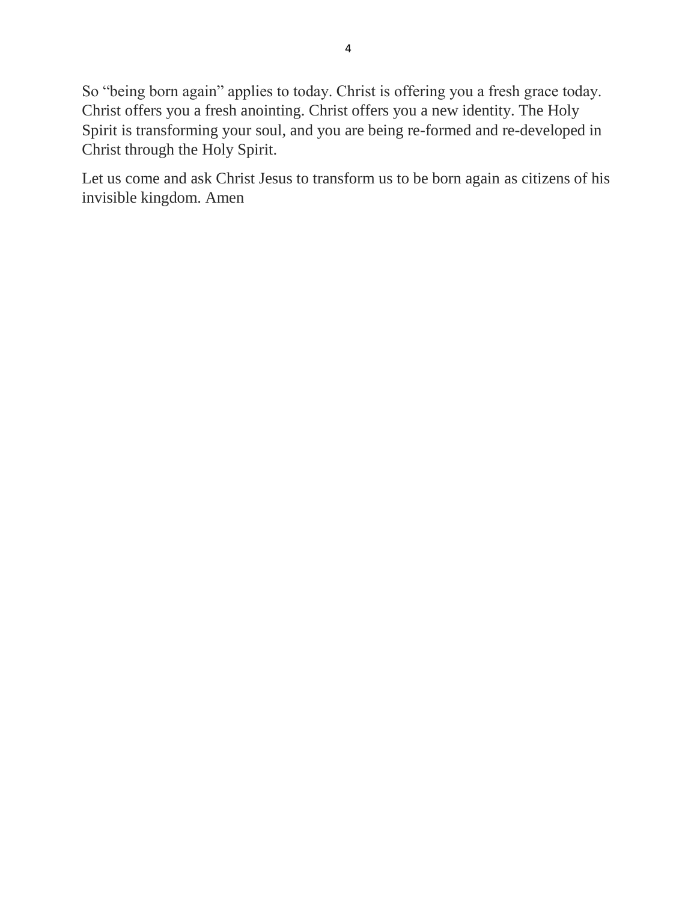So "being born again" applies to today. Christ is offering you a fresh grace today. Christ offers you a fresh anointing. Christ offers you a new identity. The Holy Spirit is transforming your soul, and you are being re-formed and re-developed in Christ through the Holy Spirit.

Let us come and ask Christ Jesus to transform us to be born again as citizens of his invisible kingdom. Amen